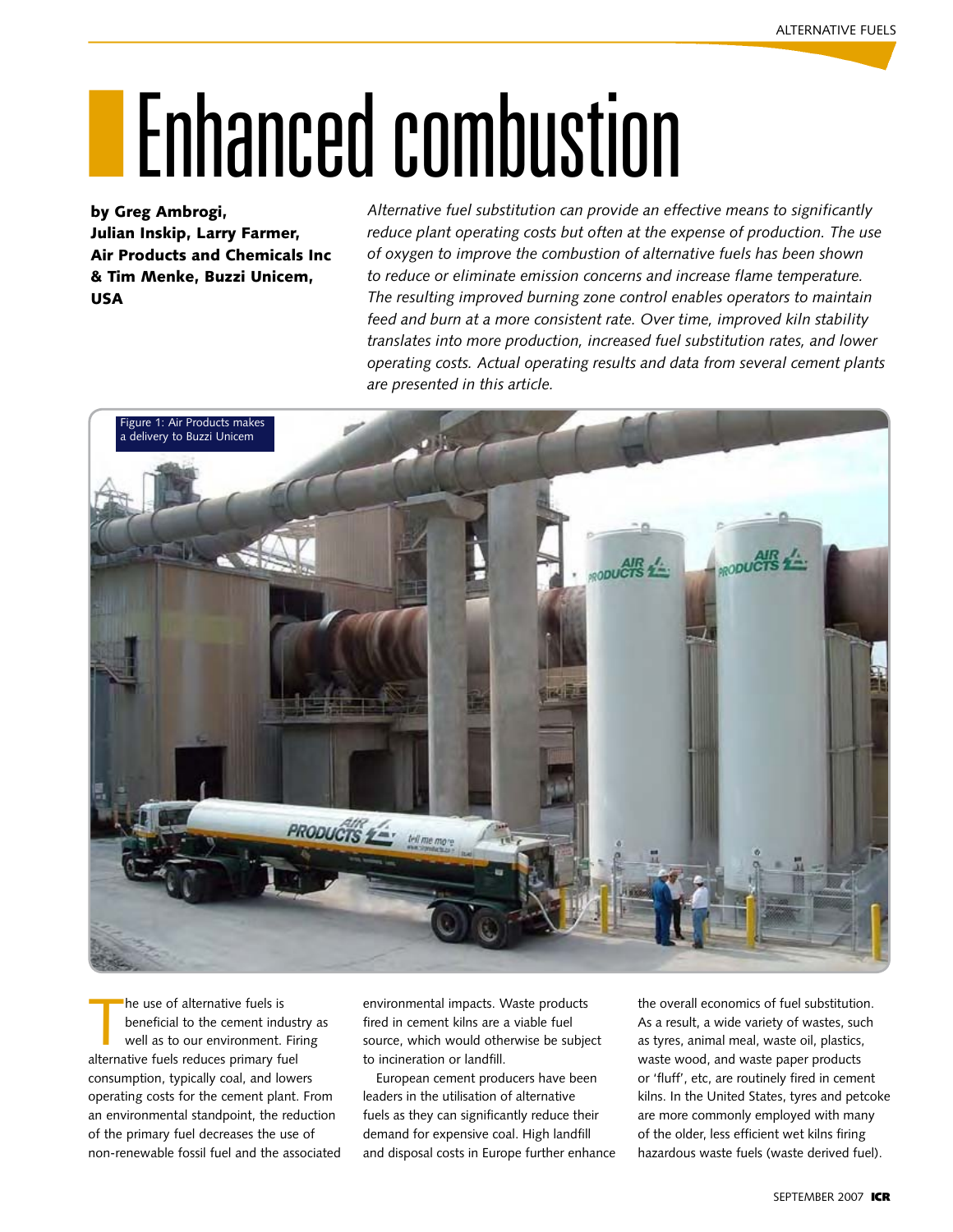# Enhanced combustion

**by Greg Ambrogi, Julian Inskip, Larry Farmer, Air Products and Chemicals Inc & Tim Menke, Buzzi Unicem, USA**

*Alternative fuel substitution can provide an effective means to significantly reduce plant operating costs but often at the expense of production. The use of oxygen to improve the combustion of alternative fuels has been shown to reduce or eliminate emission concerns and increase flame temperature. The resulting improved burning zone control enables operators to maintain feed and burn at a more consistent rate. Over time, improved kiln stability translates into more production, increased fuel substitution rates, and lower operating costs. Actual operating results and data from several cement plants are presented in this article.*

Figure 1: Air Products makes a delivery to Buzzi Unicem

The use of alternative fuels is beneficial to the cement industry as well as to our environment. Firing alternative fuels reduces primary fuel consumption, typically coal, and lowers operating costs for the cement plant. From an environmental standpoint, the reduction of the primary fuel decreases the use of non-renewable fossil fuel and the associated environmental impacts. Waste products fired in cement kilns are a viable fuel source, which would otherwise be subject to incineration or landfill.

European cement producers have been leaders in the utilisation of alternative fuels as they can significantly reduce their demand for expensive coal. High landfill and disposal costs in Europe further enhance the overall economics of fuel substitution. As a result, a wide variety of wastes, such as tyres, animal meal, waste oil, plastics, waste wood, and waste paper products or 'fluff', etc, are routinely fired in cement kilns. In the United States, tyres and petcoke are more commonly employed with many of the older, less efficient wet kilns firing hazardous waste fuels (waste derived fuel).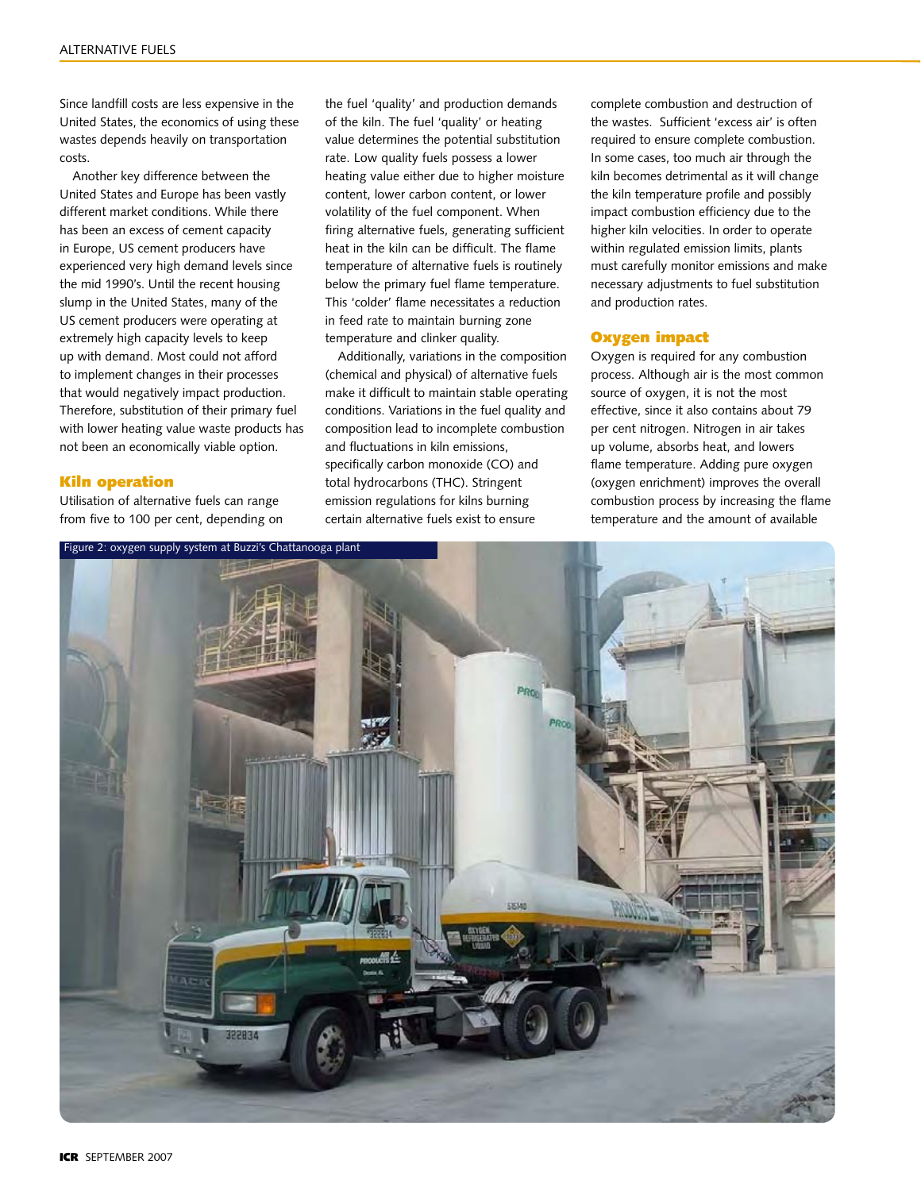Since landfill costs are less expensive in the United States, the economics of using these wastes depends heavily on transportation costs.

Another key difference between the United States and Europe has been vastly different market conditions. While there has been an excess of cement capacity in Europe, US cement producers have experienced very high demand levels since the mid 1990's. Until the recent housing slump in the United States, many of the US cement producers were operating at extremely high capacity levels to keep up with demand. Most could not afford to implement changes in their processes that would negatively impact production. Therefore, substitution of their primary fuel with lower heating value waste products has not been an economically viable option.

## Kiln operation

Utilisation of alternative fuels can range from five to 100 per cent, depending on the fuel 'quality' and production demands of the kiln. The fuel 'quality' or heating value determines the potential substitution rate. Low quality fuels possess a lower heating value either due to higher moisture content, lower carbon content, or lower volatility of the fuel component. When firing alternative fuels, generating sufficient heat in the kiln can be difficult. The flame temperature of alternative fuels is routinely below the primary fuel flame temperature. This 'colder' flame necessitates a reduction in feed rate to maintain burning zone temperature and clinker quality.

Additionally, variations in the composition (chemical and physical) of alternative fuels make it difficult to maintain stable operating conditions. Variations in the fuel quality and composition lead to incomplete combustion and fluctuations in kiln emissions, specifically carbon monoxide (CO) and total hydrocarbons (THC). Stringent emission regulations for kilns burning certain alternative fuels exist to ensure complete combustion and destruction of the wastes. Sufficient 'excess air' is often required to ensure complete combustion. In some cases, too much air through the kiln becomes detrimental as it will change the kiln temperature profile and possibly impact combustion efficiency due to the higher kiln velocities. In order to operate within regulated emission limits, plants must carefully monitor emissions and make necessary adjustments to fuel substitution and production rates.

## Oxygen impact

Oxygen is required for any combustion process. Although air is the most common source of oxygen, it is not the most effective, since it also contains about 79 per cent nitrogen. Nitrogen in air takes up volume, absorbs heat, and lowers flame temperature. Adding pure oxygen (oxygen enrichment) improves the overall combustion process by increasing the flame temperature and the amount of available

Figure 2: oxygen supply system at Buzzi's Chattanooga plant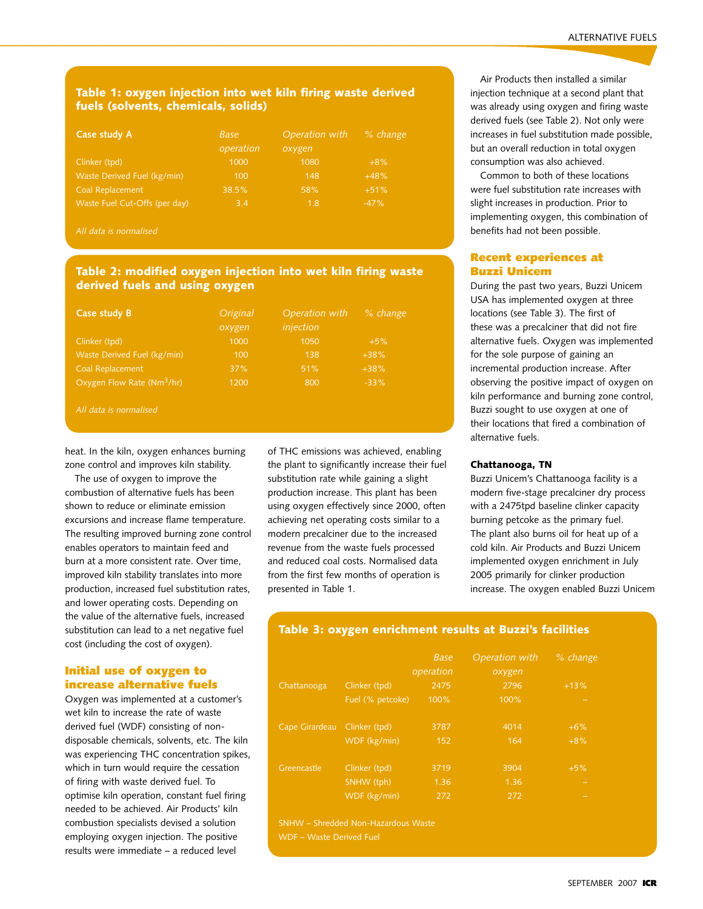**Table 1: oxygen injection into wet kiln firing waste derived fuels (solvents, chemicals, solids)**

| Case study A | Base operation | Operation with oxygen | % change |
|---|---|---|---|
| Clinker (tpd) | 1000 | 1080 | +8% |
| Waste Derived Fuel (kg/min) | 100 | 148 | +48% |
| Coal Replacement | 38.5% | 58% | +51% |
| Waste Fuel Cut-Offs (per day) | 3.4 | 1.8 | -47% |

*All data is normalised*

**Table 2: modified oxygen injection into wet kiln firing waste derived fuels and using oxygen**

| Case study B | Original oxygen | Operation with injection | % change |
|---|---|---|---|
| Clinker (tpd) | 1000 | 1050 | +5% |
| Waste Derived Fuel (kg/min) | 100 | 138 | +38% |
| Coal Replacement | 37% | 51% | +38% |
| Oxygen Flow Rate ($Nm^3$/hr) | 1200 | 800 | -33% |

*All data is normalised*

heat. In the kiln, oxygen enhances burning zone control and improves kiln stability.

The use of oxygen to improve the combustion of alternative fuels has been shown to reduce or eliminate emission excursions and increase flame temperature. The resulting improved burning zone control enables operators to maintain feed and burn at a more consistent rate. Over time, improved kiln stability translates into more production, increased fuel substitution rates, and lower operating costs. Depending on the value of the alternative fuels, increased substitution can lead to a net negative fuel cost (including the cost of oxygen).

## Initial use of oxygen to increase alternative fuels

Oxygen was implemented at a customer's wet kiln to increase the rate of waste derived fuel (WDF) consisting of non-disposable chemicals, solvents, etc. The kiln was experiencing THC concentration spikes, which in turn would require the cessation of firing with waste derived fuel. To optimise kiln operation, constant fuel firing needed to be achieved. Air Products' kiln combustion specialists devised a solution employing oxygen injection. The positive results were immediate – a reduced level of THC emissions was achieved, enabling the plant to significantly increase their fuel substitution rate while gaining a slight production increase. This plant has been using oxygen effectively since 2000, often achieving net operating costs similar to a modern precalciner due to the increased revenue from the waste fuels processed and reduced coal costs. Normalised data from the first few months of operation is presented in Table 1.

Air Products then installed a similar injection technique at a second plant that was already using oxygen and firing waste derived fuels (see Table 2). Not only were increases in fuel substitution made possible, but an overall reduction in total oxygen consumption was also achieved.

Common to both of these locations were fuel substitution rate increases with slight increases in production. Prior to implementing oxygen, this combination of benefits had not been possible.

## Recent experiences at Buzzi Unicem

During the past two years, Buzzi Unicem USA has implemented oxygen at three locations (see Table 3). The first of these was a precalciner that did not fire alternative fuels. Oxygen was implemented for the sole purpose of gaining an incremental production increase. After observing the positive impact of oxygen on kiln performance and burning zone control, Buzzi sought to use oxygen at one of their locations that fired a combination of alternative fuels.

### Chattanooga, TN

Buzzi Unicem's Chattanooga facility is a modern five-stage precalciner dry process with a 2475tpd baseline clinker capacity burning petcoke as the primary fuel. The plant also burns oil for heat up of a cold kiln. Air Products and Buzzi Unicem implemented oxygen enrichment in July 2005 primarily for clinker production increase. The oxygen enabled Buzzi Unicem

**Table 3: oxygen enrichment results at Buzzi's facilities**

| | | Base operation | Operation with oxygen | % change |
|---|---|---|---|---|
| Chattanooga | Clinker (tpd) | 2475 | 2796 | +13% |
| | Fuel (% petcoke) | 100% | 100% | – |
| Cape Girardeau | Clinker (tpd) | 3787 | 4014 | +6% |
| | WDF (kg/min) | 152 | 164 | +8% |
| Greencastle | Clinker (tpd) | 3719 | 3904 | +5% |
| | SNHW (tph) | 1.36 | 1.36 | – |
| | WDF (kg/min) | 272 | 272 | – |

SNHW – Shredded Non-Hazardous Waste
WDF – Waste Derived Fuel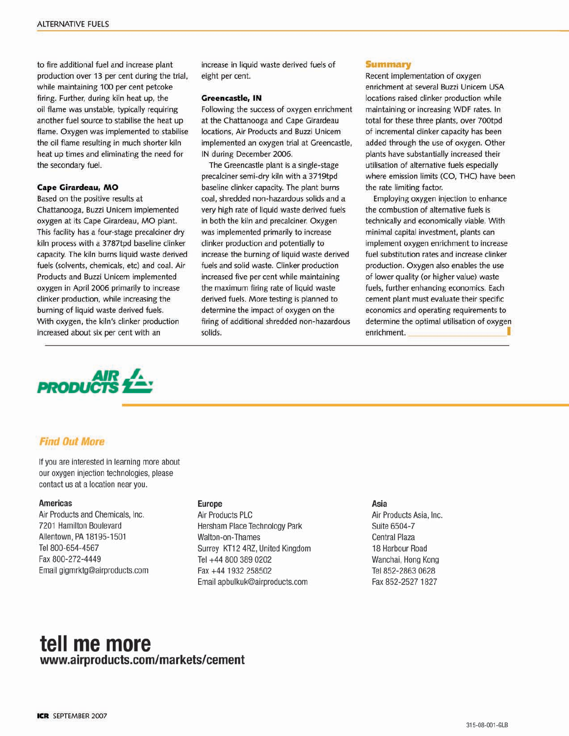to fire additional fuel and increase plant production over 13 per cent during the trial, while maintaining 100 per cent petcoke firing. Further, during kiln heat up, the oil flame was unstable, typically requiring another fuel source to stabilise the heat up flame. Oxygen was implemented to stabilise the oil flame resulting in much shorter kiln heat up times and eliminating the need for the secondary fuel.

### Cape Girardeau, MO

Based on the positive results at Chattanooga, Buzzi Unicem implemented oxygen at its Cape Girardeau, MO plant. This facility has a four-stage precalciner dry kiln process with a 3787tpd baseline clinker capacity. The kiln burns liquid waste derived fuels (solvents, chemicals, etc) and coal. Air Products and Buzzi Unicem implemented oxygen in April 2006 primarily to increase clinker production, while increasing the burning of liquid waste derived fuels. With oxygen, the kiln's clinker production increased about six per cent with an increase in liquid waste derived fuels of eight per cent.

### Greencastle, IN

Following the success of oxygen enrichment at the Chattanooga and Cape Girardeau locations, Air Products and Buzzi Unicem implemented an oxygen trial at Greencastle, IN during December 2006.

The Greencastle plant is a single-stage precalciner semi-dry kiln with a 3719tpd baseline clinker capacity. The plant burns coal, shredded non-hazardous solids and a very high rate of liquid waste derived fuels in both the kiln and precalciner. Oxygen was implemented primarily to increase clinker production and potentially to increase the burning of liquid waste derived fuels and solid waste. Clinker production increased five per cent while maintaining the maximum firing rate of liquid waste derived fuels. More testing is planned to determine the impact of oxygen on the firing of additional shredded non-hazardous solids.

## Summary

Recent implementation of oxygen enrichment at several Buzzi Unicem USA locations raised clinker production while maintaining or increasing WDF rates. In total for these three plants, over 700tpd of incremental clinker capacity has been added through the use of oxygen. Other plants have substantially increased their utilisation of alternative fuels especially where emission limits (CO, THC) have been the rate limiting factor.

Employing oxygen injection to enhance the combustion of alternative fuels is technically and economically viable. With minimal capital investment, plants can implement oxygen enrichment to increase fuel substitution rates and increase clinker production. Oxygen also enables the use of lower quality (or higher value) waste fuels, further enhancing economics. Each cement plant must evaluate their specific economics and operating requirements to determine the optimal utilisation of oxygen enrichment.

AIR PRODUCTS

## *Find Out More*

If you are interested in learning more about our oxygen injection technologies, please contact us at a location near you.

**Americas**
Air Products and Chemicals, Inc.
7201 Hamilton Boulevard
Allentown, PA 18195-1501
Tel 800-654-4567
Fax 800-272-4449
Email gigmrktg@airproducts.com

**Europe**
Air Products PLC
Hersham Place Technology Park
Walton-on-Thames
Surrey KT12 4RZ, United Kingdom
Tel +44 800 389 0202
Fax +44 1932 258502
Email apbulkuk@airproducts.com

**Asia**
Air Products Asia, Inc.
Suite 6504-7
Central Plaza
18 Harbour Road
Wanchai, Hong Kong
Tel 852-2863 0628
Fax 852-2527 1827

# tell me more
**www.airproducts.com/markets/cement**

315-08-001-GLB